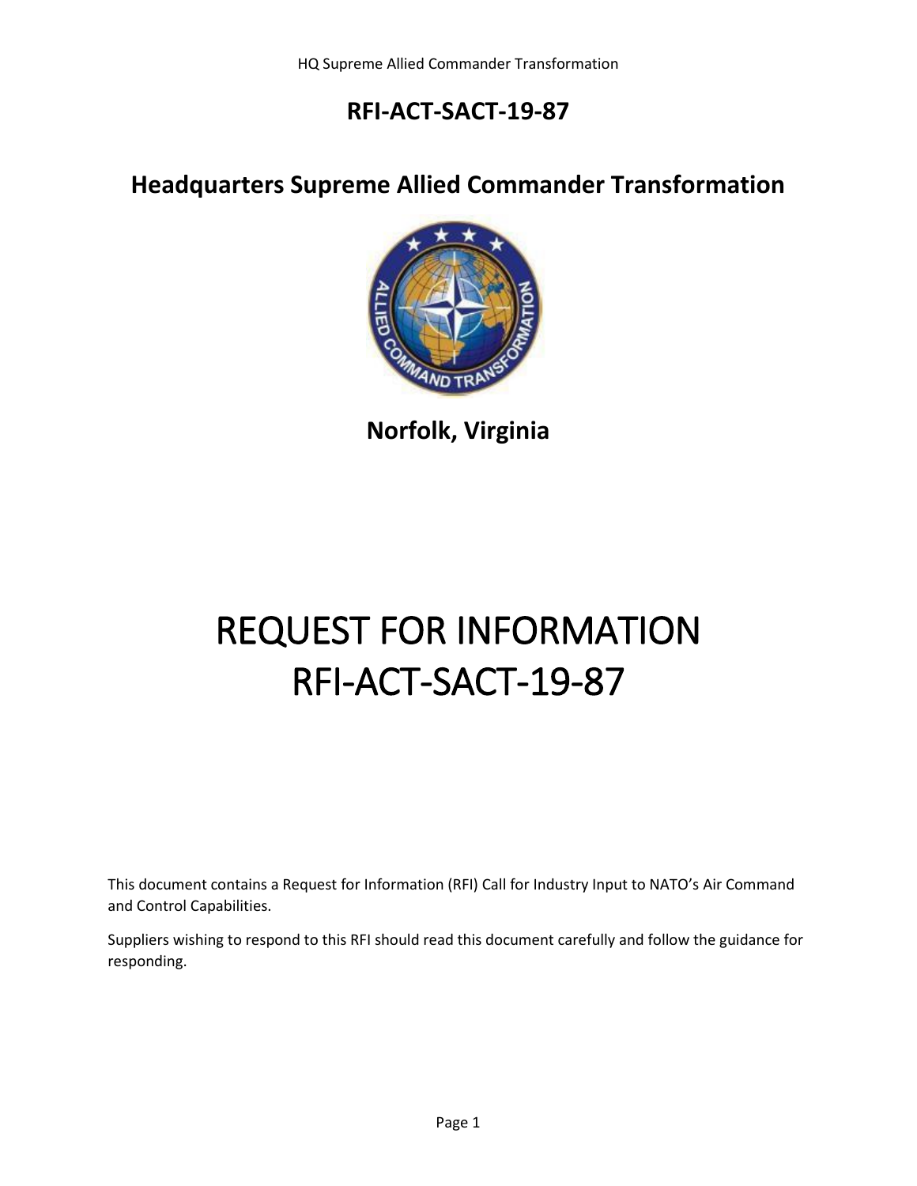# RFI-ACT-SACT-19-87

## Headquarters Supreme Allied Commander Transformation

**Norfolk, Virginia**

# REQUEST FOR INFORMATION RFI-ACT-SACT-19-87

This document contains a Request for Information (RFI) Call for Industry Input to NATO's Air Command and Control Capabilities.

Suppliers wishing to respond to this RFI should read this document carefully and follow the guidance for responding.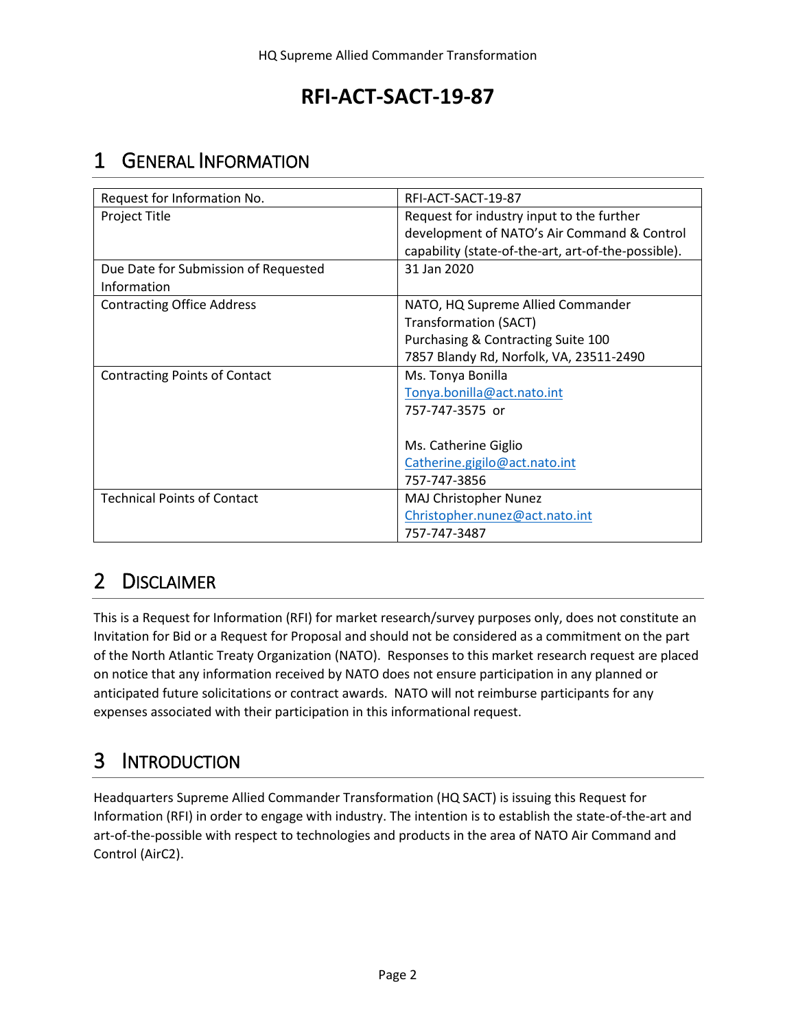# RFI-ACT-SACT-19-87

## 1 General Information

| Request for Information No. | RFI-ACT-SACT-19-87 |
|---|---|
| Project Title | Request for industry input to the further development of NATO's Air Command & Control capability (state-of-the-art, art-of-the-possible). |
| Due Date for Submission of Requested Information | 31 Jan 2020 |
| Contracting Office Address | NATO, HQ Supreme Allied Commander Transformation (SACT)<br>Purchasing & Contracting Suite 100<br>7857 Blandy Rd, Norfolk, VA, 23511-2490 |
| Contracting Points of Contact | Ms. Tonya Bonilla<br>Tonya.bonilla@act.nato.int<br>757-747-3575 or<br><br>Ms. Catherine Giglio<br>Catherine.gigilo@act.nato.int<br>757-747-3856 |
| Technical Points of Contact | MAJ Christopher Nunez<br>Christopher.nunez@act.nato.int<br>757-747-3487 |

## 2 Disclaimer

This is a Request for Information (RFI) for market research/survey purposes only, does not constitute an Invitation for Bid or a Request for Proposal and should not be considered as a commitment on the part of the North Atlantic Treaty Organization (NATO). Responses to this market research request are placed on notice that any information received by NATO does not ensure participation in any planned or anticipated future solicitations or contract awards. NATO will not reimburse participants for any expenses associated with their participation in this informational request.

## 3 Introduction

Headquarters Supreme Allied Commander Transformation (HQ SACT) is issuing this Request for Information (RFI) in order to engage with industry. The intention is to establish the state-of-the-art and art-of-the-possible with respect to technologies and products in the area of NATO Air Command and Control (AirC2).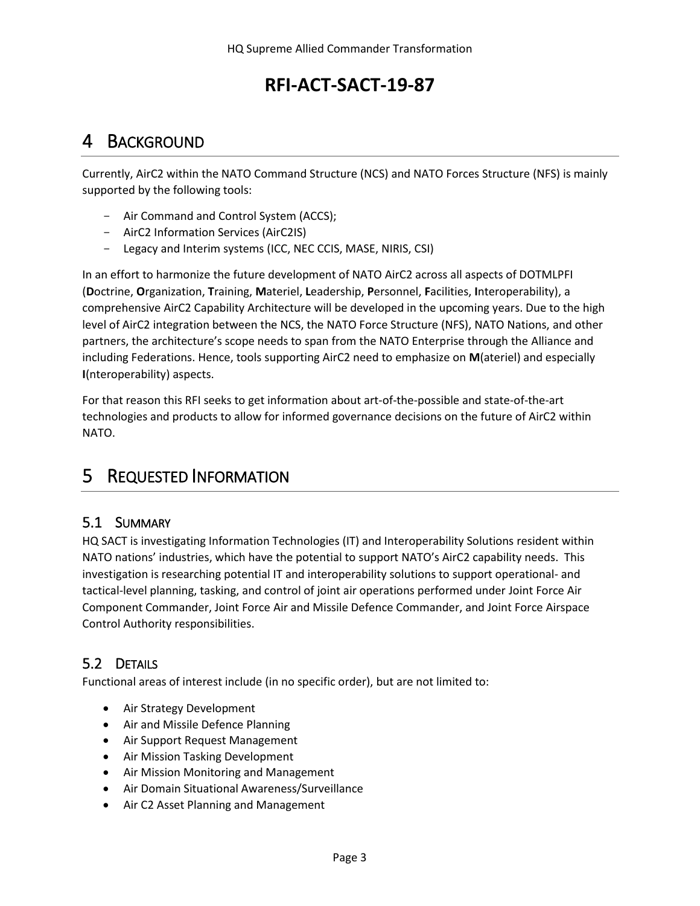# 4 BACKGROUND

Currently, AirC2 within the NATO Command Structure (NCS) and NATO Forces Structure (NFS) is mainly supported by the following tools:

- Air Command and Control System (ACCS);
- AirC2 Information Services (AirC2IS)
- Legacy and Interim systems (ICC, NEC CCIS, MASE, NIRIS, CSI)

In an effort to harmonize the future development of NATO AirC2 across all aspects of DOTMLPFI (**D**octrine, **O**rganization, **T**raining, **M**ateriel, **L**eadership, **P**ersonnel, **F**acilities, **I**nteroperability), a comprehensive AirC2 Capability Architecture will be developed in the upcoming years. Due to the high level of AirC2 integration between the NCS, the NATO Force Structure (NFS), NATO Nations, and other partners, the architecture's scope needs to span from the NATO Enterprise through the Alliance and including Federations. Hence, tools supporting AirC2 need to emphasize on **M**(ateriel) and especially **I**(nteroperability) aspects.

For that reason this RFI seeks to get information about art-of-the-possible and state-of-the-art technologies and products to allow for informed governance decisions on the future of AirC2 within NATO.

# 5 REQUESTED INFORMATION

## 5.1 SUMMARY

HQ SACT is investigating Information Technologies (IT) and Interoperability Solutions resident within NATO nations' industries, which have the potential to support NATO's AirC2 capability needs. This investigation is researching potential IT and interoperability solutions to support operational- and tactical-level planning, tasking, and control of joint air operations performed under Joint Force Air Component Commander, Joint Force Air and Missile Defence Commander, and Joint Force Airspace Control Authority responsibilities.

## 5.2 DETAILS

Functional areas of interest include (in no specific order), but are not limited to:

- Air Strategy Development
- Air and Missile Defence Planning
- Air Support Request Management
- Air Mission Tasking Development
- Air Mission Monitoring and Management
- Air Domain Situational Awareness/Surveillance
- Air C2 Asset Planning and Management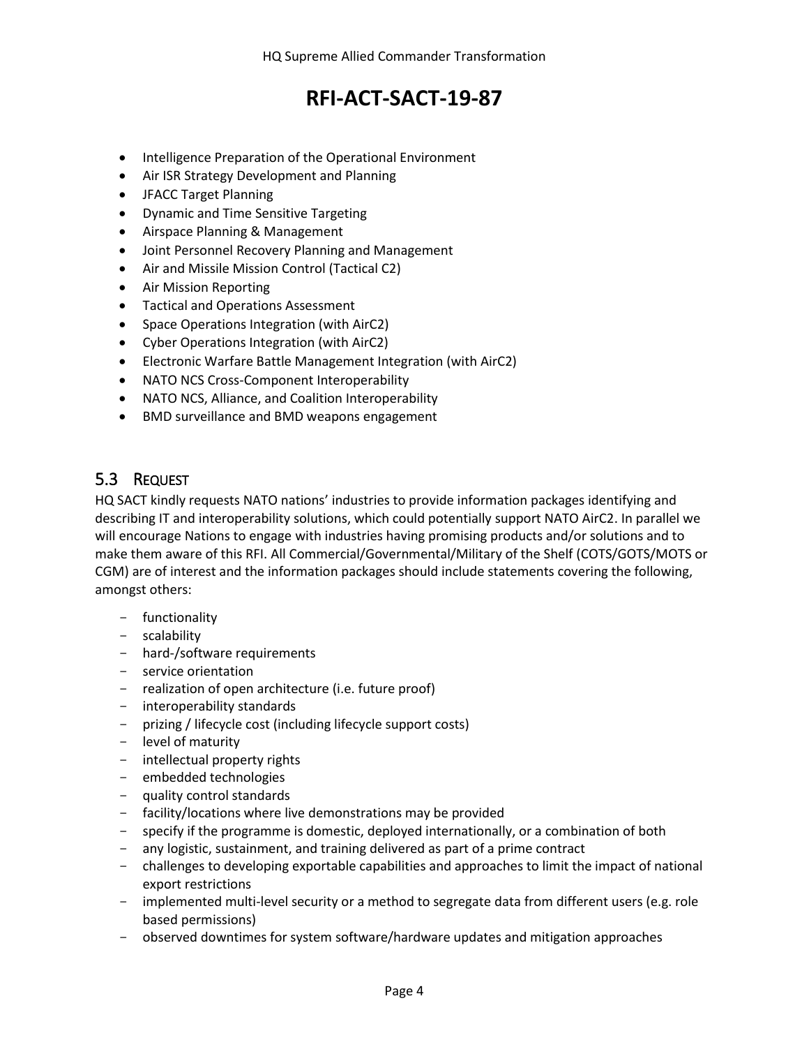- Intelligence Preparation of the Operational Environment
- Air ISR Strategy Development and Planning
- JFACC Target Planning
- Dynamic and Time Sensitive Targeting
- Airspace Planning & Management
- Joint Personnel Recovery Planning and Management
- Air and Missile Mission Control (Tactical C2)
- Air Mission Reporting
- Tactical and Operations Assessment
- Space Operations Integration (with AirC2)
- Cyber Operations Integration (with AirC2)
- Electronic Warfare Battle Management Integration (with AirC2)
- NATO NCS Cross-Component Interoperability
- NATO NCS, Alliance, and Coalition Interoperability
- BMD surveillance and BMD weapons engagement

## 5.3 Request

HQ SACT kindly requests NATO nations' industries to provide information packages identifying and describing IT and interoperability solutions, which could potentially support NATO AirC2. In parallel we will encourage Nations to engage with industries having promising products and/or solutions and to make them aware of this RFI. All Commercial/Governmental/Military of the Shelf (COTS/GOTS/MOTS or CGM) are of interest and the information packages should include statements covering the following, amongst others:

- functionality
- scalability
- hard-/software requirements
- service orientation
- realization of open architecture (i.e. future proof)
- interoperability standards
- prizing / lifecycle cost (including lifecycle support costs)
- level of maturity
- intellectual property rights
- embedded technologies
- quality control standards
- facility/locations where live demonstrations may be provided
- specify if the programme is domestic, deployed internationally, or a combination of both
- any logistic, sustainment, and training delivered as part of a prime contract
- challenges to developing exportable capabilities and approaches to limit the impact of national export restrictions
- implemented multi-level security or a method to segregate data from different users (e.g. role based permissions)
- observed downtimes for system software/hardware updates and mitigation approaches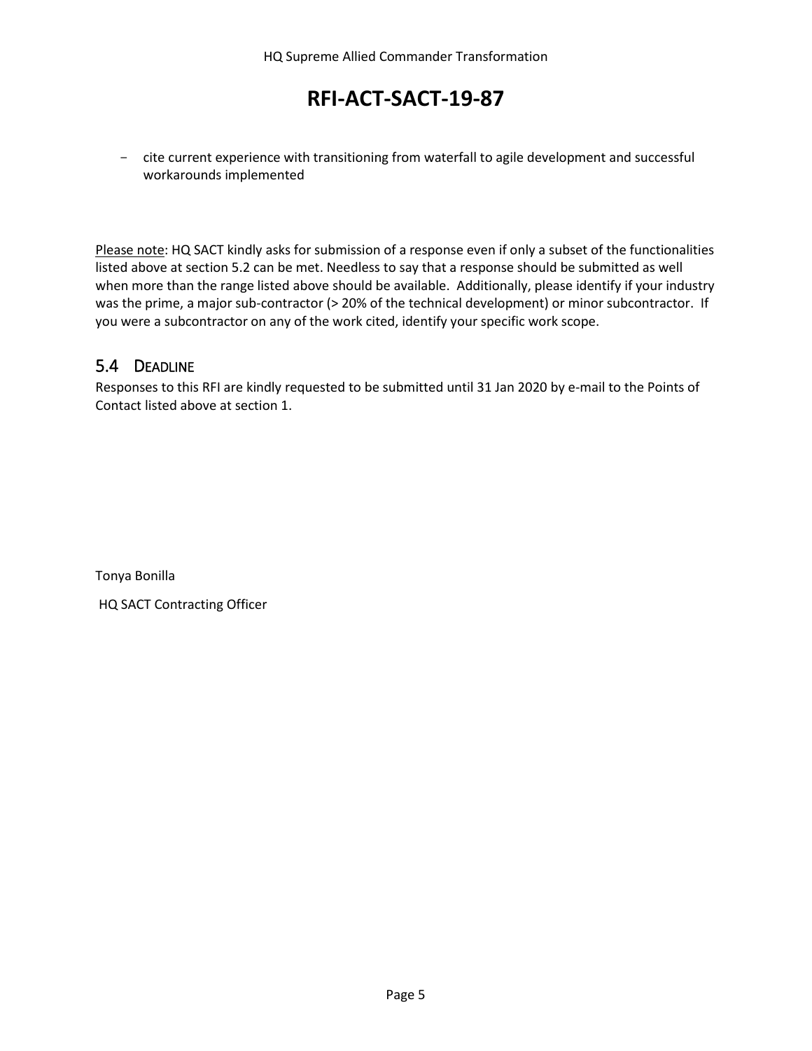- cite current experience with transitioning from waterfall to agile development and successful workarounds implemented

Please note: HQ SACT kindly asks for submission of a response even if only a subset of the functionalities listed above at section 5.2 can be met. Needless to say that a response should be submitted as well when more than the range listed above should be available. Additionally, please identify if your industry was the prime, a major sub-contractor (> 20% of the technical development) or minor subcontractor. If you were a subcontractor on any of the work cited, identify your specific work scope.

## 5.4 DEADLINE

Responses to this RFI are kindly requested to be submitted until 31 Jan 2020 by e-mail to the Points of Contact listed above at section 1.

Tonya Bonilla

HQ SACT Contracting Officer